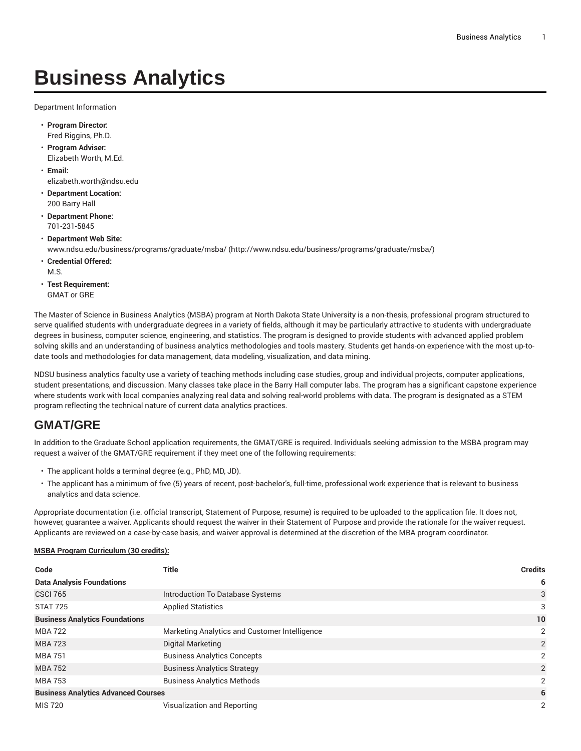# Business Analytics

Department Information

- **Program Director:**
  Fred Riggins, Ph.D.
- **Program Adviser:**
  Elizabeth Worth, M.Ed.
- **Email:**
  elizabeth.worth@ndsu.edu
- **Department Location:**
  200 Barry Hall
- **Department Phone:**
  701-231-5845
- **Department Web Site:**
  www.ndsu.edu/business/programs/graduate/msba/ (http://www.ndsu.edu/business/programs/graduate/msba/)
- **Credential Offered:**
  M.S.
- **Test Requirement:**
  GMAT or GRE

The Master of Science in Business Analytics (MSBA) program at North Dakota State University is a non-thesis, professional program structured to serve qualified students with undergraduate degrees in a variety of fields, although it may be particularly attractive to students with undergraduate degrees in business, computer science, engineering, and statistics. The program is designed to provide students with advanced applied problem solving skills and an understanding of business analytics methodologies and tools mastery. Students get hands-on experience with the most up-to-date tools and methodologies for data management, data modeling, visualization, and data mining.

NDSU business analytics faculty use a variety of teaching methods including case studies, group and individual projects, computer applications, student presentations, and discussion. Many classes take place in the Barry Hall computer labs. The program has a significant capstone experience where students work with local companies analyzing real data and solving real-world problems with data. The program is designated as a STEM program reflecting the technical nature of current data analytics practices.

## GMAT/GRE

In addition to the Graduate School application requirements, the GMAT/GRE is required. Individuals seeking admission to the MSBA program may request a waiver of the GMAT/GRE requirement if they meet one of the following requirements:

- The applicant holds a terminal degree (e.g., PhD, MD, JD).
- The applicant has a minimum of five (5) years of recent, post-bachelor's, full-time, professional work experience that is relevant to business analytics and data science.

Appropriate documentation (i.e. official transcript, Statement of Purpose, resume) is required to be uploaded to the application file. It does not, however, guarantee a waiver. Applicants should request the waiver in their Statement of Purpose and provide the rationale for the waiver request. Applicants are reviewed on a case-by-case basis, and waiver approval is determined at the discretion of the MBA program coordinator.

**MSBA Program Curriculum (30 credits):**

| Code | Title | Credits |
|---|---|---|
| **Data Analysis Foundations** | | **6** |
| CSCI 765 | Introduction To Database Systems | 3 |
| STAT 725 | Applied Statistics | 3 |
| **Business Analytics Foundations** | | **10** |
| MBA 722 | Marketing Analytics and Customer Intelligence | 2 |
| MBA 723 | Digital Marketing | 2 |
| MBA 751 | Business Analytics Concepts | 2 |
| MBA 752 | Business Analytics Strategy | 2 |
| MBA 753 | Business Analytics Methods | 2 |
| **Business Analytics Advanced Courses** | | **6** |
| MIS 720 | Visualization and Reporting | 2 |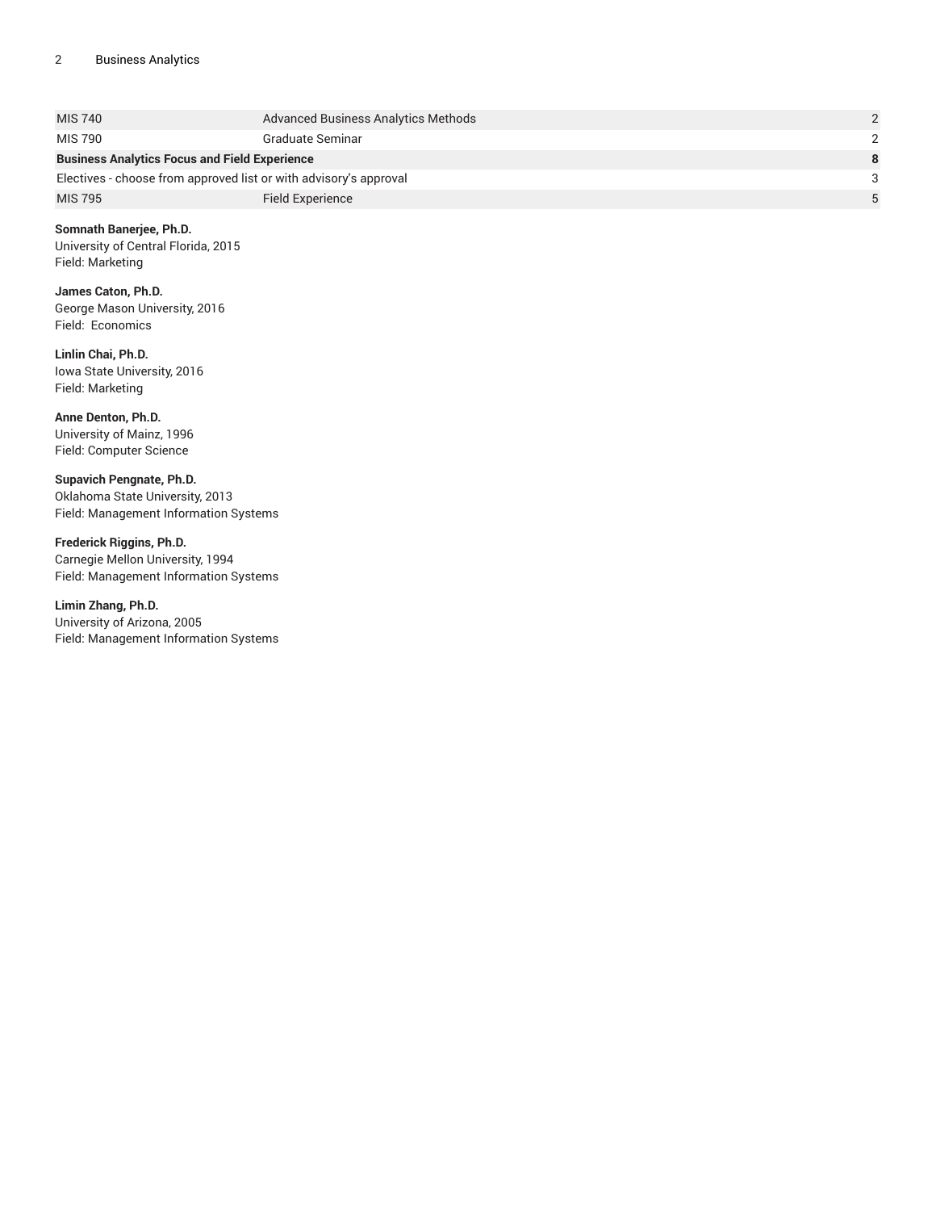| | | |
|---|---|---|
| MIS 740 | Advanced Business Analytics Methods | 2 |
| MIS 790 | Graduate Seminar | 2 |
| **Business Analytics Focus and Field Experience** | | **8** |
| Electives - choose from approved list or with advisory's approval | | 3 |
| MIS 795 | Field Experience | 5 |

**Somnath Banerjee, Ph.D.**
University of Central Florida, 2015
Field: Marketing

**James Caton, Ph.D.**
George Mason University, 2016
Field: Economics

**Linlin Chai, Ph.D.**
Iowa State University, 2016
Field: Marketing

**Anne Denton, Ph.D.**
University of Mainz, 1996
Field: Computer Science

**Supavich Pengnate, Ph.D.**
Oklahoma State University, 2013
Field: Management Information Systems

**Frederick Riggins, Ph.D.**
Carnegie Mellon University, 1994
Field: Management Information Systems

**Limin Zhang, Ph.D.**
University of Arizona, 2005
Field: Management Information Systems